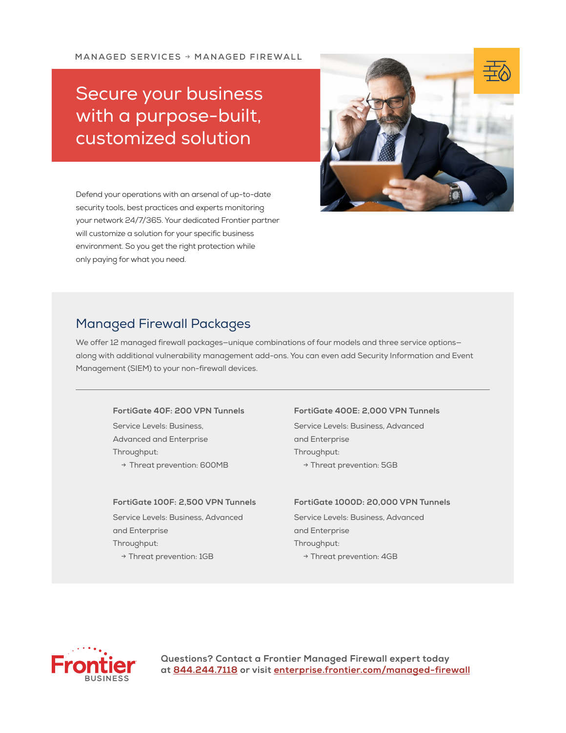MANAGED SERVICES → MANAGED FIREWALL

# Secure your business with a purpose-built, customized solution

Defend your operations with an arsenal of up-to-date security tools, best practices and experts monitoring your network 24/7/365. Your dedicated Frontier partner will customize a solution for your specific business environment. So you get the right protection while only paying for what you need.

## Managed Firewall Packages

We offer 12 managed firewall packages—unique combinations of four models and three service options—along with additional vulnerability management add-ons. You can even add Security Information and Event Management (SIEM) to your non-firewall devices.

---

**FortiGate 40F: 200 VPN Tunnels**

Service Levels: Business, Advanced and Enterprise

Throughput:

- → Threat prevention: 600MB

**FortiGate 400E: 2,000 VPN Tunnels**

Service Levels: Business, Advanced and Enterprise

Throughput:

- → Threat prevention: 5GB

**FortiGate 100F: 2,500 VPN Tunnels**

Service Levels: Business, Advanced and Enterprise

Throughput:

- → Threat prevention: 1GB

**FortiGate 1000D: 20,000 VPN Tunnels**

Service Levels: Business, Advanced and Enterprise

Throughput:

- → Threat prevention: 4GB

Frontier BUSINESS

**Questions? Contact a Frontier Managed Firewall expert today at 844.244.7118 or visit enterprise.frontier.com/managed-firewall**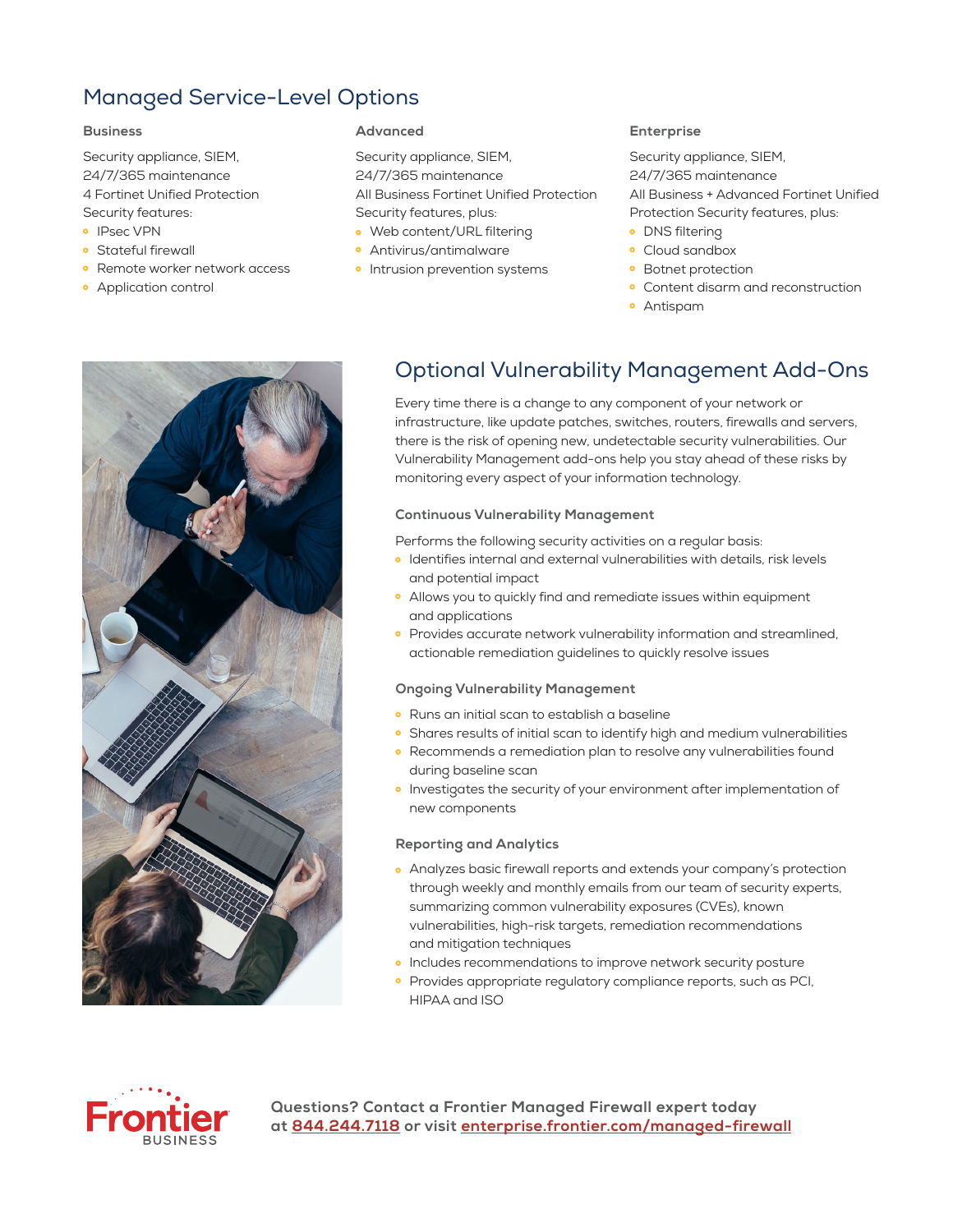## Managed Service-Level Options

### Business

Security appliance, SIEM, 24/7/365 maintenance
4 Fortinet Unified Protection
Security features:

- IPsec VPN
- Stateful firewall
- Remote worker network access
- Application control

### Advanced

Security appliance, SIEM, 24/7/365 maintenance
All Business Fortinet Unified Protection
Security features, plus:

- Web content/URL filtering
- Antivirus/antimalware
- Intrusion prevention systems

### Enterprise

Security appliance, SIEM, 24/7/365 maintenance
All Business + Advanced Fortinet Unified Protection Security features, plus:

- DNS filtering
- Cloud sandbox
- Botnet protection
- Content disarm and reconstruction
- Antispam

## Optional Vulnerability Management Add-Ons

Every time there is a change to any component of your network or infrastructure, like update patches, switches, routers, firewalls and servers, there is the risk of opening new, undetectable security vulnerabilities. Our Vulnerability Management add-ons help you stay ahead of these risks by monitoring every aspect of your information technology.

### Continuous Vulnerability Management

Performs the following security activities on a regular basis:

- Identifies internal and external vulnerabilities with details, risk levels and potential impact
- Allows you to quickly find and remediate issues within equipment and applications
- Provides accurate network vulnerability information and streamlined, actionable remediation guidelines to quickly resolve issues

### Ongoing Vulnerability Management

- Runs an initial scan to establish a baseline
- Shares results of initial scan to identify high and medium vulnerabilities
- Recommends a remediation plan to resolve any vulnerabilities found during baseline scan
- Investigates the security of your environment after implementation of new components

### Reporting and Analytics

- Analyzes basic firewall reports and extends your company's protection through weekly and monthly emails from our team of security experts, summarizing common vulnerability exposures (CVEs), known vulnerabilities, high-risk targets, remediation recommendations and mitigation techniques
- Includes recommendations to improve network security posture
- Provides appropriate regulatory compliance reports, such as PCI, HIPAA and ISO

Frontier BUSINESS

**Questions? Contact a Frontier Managed Firewall expert today at 844.244.7118 or visit enterprise.frontier.com/managed-firewall**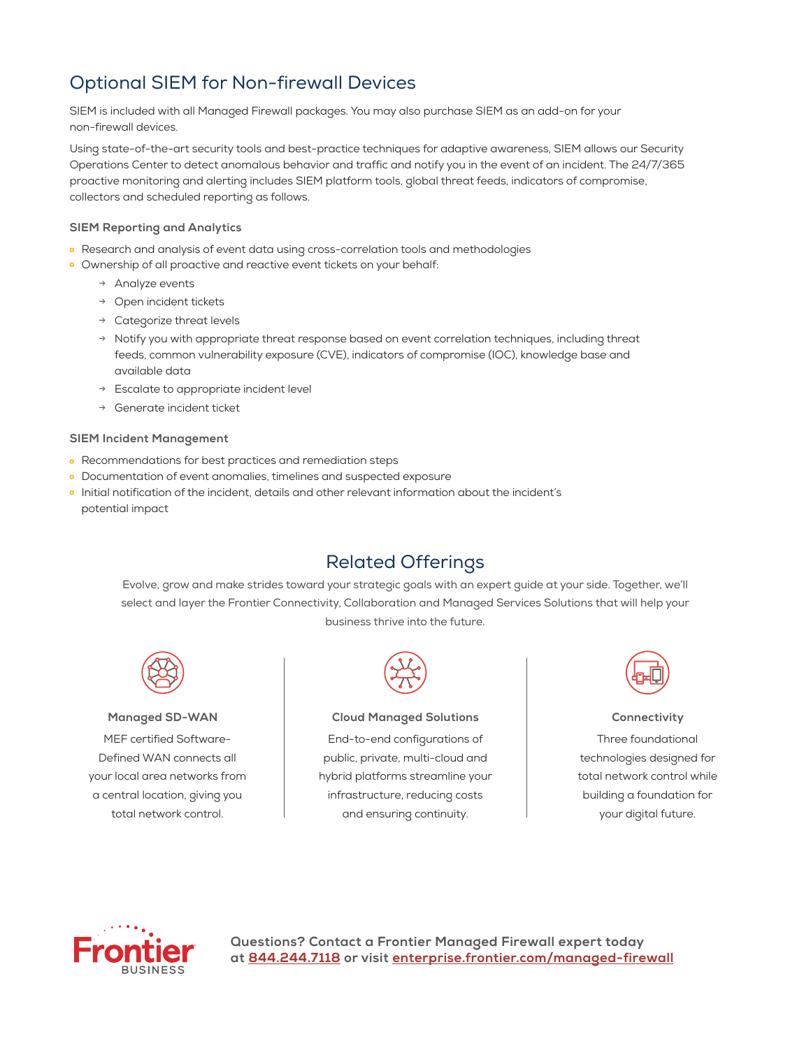## Optional SIEM for Non-firewall Devices

SIEM is included with all Managed Firewall packages. You may also purchase SIEM as an add-on for your non-firewall devices.

Using state-of-the-art security tools and best-practice techniques for adaptive awareness, SIEM allows our Security Operations Center to detect anomalous behavior and traffic and notify you in the event of an incident. The 24/7/365 proactive monitoring and alerting includes SIEM platform tools, global threat feeds, indicators of compromise, collectors and scheduled reporting as follows.

#### SIEM Reporting and Analytics

- Research and analysis of event data using cross-correlation tools and methodologies
- Ownership of all proactive and reactive event tickets on your behalf:
  - Analyze events
  - Open incident tickets
  - Categorize threat levels
  - Notify you with appropriate threat response based on event correlation techniques, including threat feeds, common vulnerability exposure (CVE), indicators of compromise (IOC), knowledge base and available data
  - Escalate to appropriate incident level
  - Generate incident ticket

#### SIEM Incident Management

- Recommendations for best practices and remediation steps
- Documentation of event anomalies, timelines and suspected exposure
- Initial notification of the incident, details and other relevant information about the incident's potential impact

## Related Offerings

Evolve, grow and make strides toward your strategic goals with an expert guide at your side. Together, we'll select and layer the Frontier Connectivity, Collaboration and Managed Services Solutions that will help your business thrive into the future.

#### Managed SD-WAN

MEF certified Software-Defined WAN connects all your local area networks from a central location, giving you total network control.

#### Cloud Managed Solutions

End-to-end configurations of public, private, multi-cloud and hybrid platforms streamline your infrastructure, reducing costs and ensuring continuity.

#### Connectivity

Three foundational technologies designed for total network control while building a foundation for your digital future.

Frontier BUSINESS

**Questions? Contact a Frontier Managed Firewall expert today at 844.244.7118 or visit enterprise.frontier.com/managed-firewall**